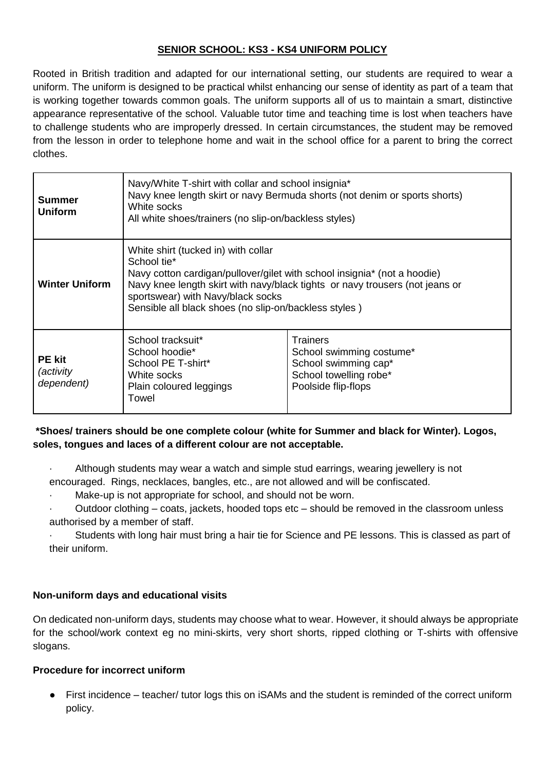# **SENIOR SCHOOL: KS3 - KS4 UNIFORM POLICY**

Rooted in British tradition and adapted for our international setting, our students are required to wear a uniform. The uniform is designed to be practical whilst enhancing our sense of identity as part of a team that is working together towards common goals. The uniform supports all of us to maintain a smart, distinctive appearance representative of the school. Valuable tutor time and teaching time is lost when teachers have to challenge students who are improperly dressed. In certain circumstances, the student may be removed from the lesson in order to telephone home and wait in the school office for a parent to bring the correct clothes.

| | | |
|---|---|---|
| **Summer Uniform** | Navy/White T-shirt with collar and school insignia*<br>Navy knee length skirt or navy Bermuda shorts (not denim or sports shorts)<br>White socks<br>All white shoes/trainers (no slip-on/backless styles) | |
| **Winter Uniform** | White shirt (tucked in) with collar<br>School tie*<br>Navy cotton cardigan/pullover/gilet with school insignia* (not a hoodie)<br>Navy knee length skirt with navy/black tights or navy trousers (not jeans or sportswear) with Navy/black socks<br>Sensible all black shoes (no slip-on/backless styles ) | |
| **PE kit** *(activity dependent)* | School tracksuit*<br>School hoodie*<br>School PE T-shirt*<br>White socks<br>Plain coloured leggings<br>Towel | Trainers<br>School swimming costume*<br>School swimming cap*<br>School towelling robe*<br>Poolside flip-flops |

**\*Shoes/ trainers should be one complete colour (white for Summer and black for Winter). Logos, soles, tongues and laces of a different colour are not acceptable.**

- Although students may wear a watch and simple stud earrings, wearing jewellery is not encouraged. Rings, necklaces, bangles, etc., are not allowed and will be confiscated.
- Make-up is not appropriate for school, and should not be worn.
- Outdoor clothing – coats, jackets, hooded tops etc – should be removed in the classroom unless authorised by a member of staff.
- Students with long hair must bring a hair tie for Science and PE lessons. This is classed as part of their uniform.

### **Non-uniform days and educational visits**

On dedicated non-uniform days, students may choose what to wear. However, it should always be appropriate for the school/work context eg no mini-skirts, very short shorts, ripped clothing or T-shirts with offensive slogans.

### **Procedure for incorrect uniform**

- First incidence – teacher/ tutor logs this on iSAMs and the student is reminded of the correct uniform policy.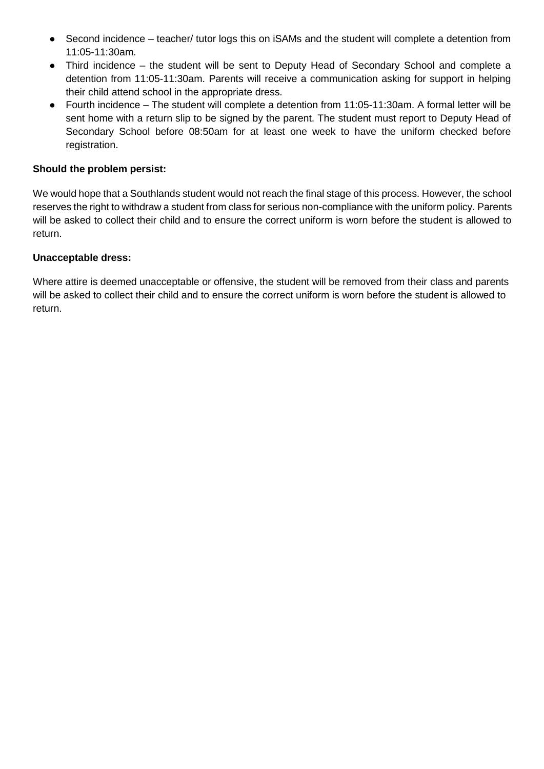- Second incidence – teacher/ tutor logs this on iSAMs and the student will complete a detention from 11:05-11:30am.
- Third incidence – the student will be sent to Deputy Head of Secondary School and complete a detention from 11:05-11:30am. Parents will receive a communication asking for support in helping their child attend school in the appropriate dress.
- Fourth incidence – The student will complete a detention from 11:05-11:30am. A formal letter will be sent home with a return slip to be signed by the parent. The student must report to Deputy Head of Secondary School before 08:50am for at least one week to have the uniform checked before registration.

**Should the problem persist:**

We would hope that a Southlands student would not reach the final stage of this process. However, the school reserves the right to withdraw a student from class for serious non-compliance with the uniform policy. Parents will be asked to collect their child and to ensure the correct uniform is worn before the student is allowed to return.

**Unacceptable dress:**

Where attire is deemed unacceptable or offensive, the student will be removed from their class and parents will be asked to collect their child and to ensure the correct uniform is worn before the student is allowed to return.